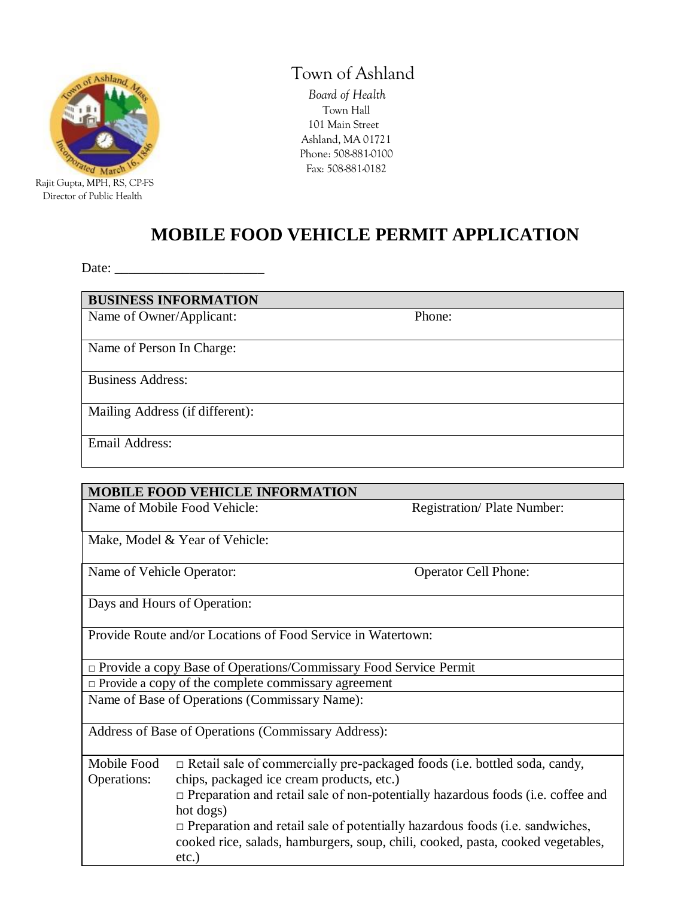Town of Ashland

*Board of Health*
Town Hall
101 Main Street
Ashland, MA 01721
Phone: 508-881-0100
Fax: 508-881-0182

Rajit Gupta, MPH, RS, CP-FS
Director of Public Health

# MOBILE FOOD VEHICLE PERMIT APPLICATION

Date: ______________________

| **BUSINESS INFORMATION** | |
|---|---|
| Name of Owner/Applicant: | Phone: |
| Name of Person In Charge: | |
| Business Address: | |
| Mailing Address (if different): | |
| Email Address: | |

| **MOBILE FOOD VEHICLE INFORMATION** | |
|---|---|
| Name of Mobile Food Vehicle: | Registration/ Plate Number: |
| Make, Model & Year of Vehicle: | |
| Name of Vehicle Operator: | Operator Cell Phone: |
| Days and Hours of Operation: | |
| Provide Route and/or Locations of Food Service in Watertown: | |
| □ Provide a copy Base of Operations/Commissary Food Service Permit | |
| □ Provide a copy of the complete commissary agreement | |
| Name of Base of Operations (Commissary Name): | |
| Address of Base of Operations (Commissary Address): | |
| Mobile Food Operations: | □ Retail sale of commercially pre-packaged foods (i.e. bottled soda, candy, chips, packaged ice cream products, etc.)<br>□ Preparation and retail sale of non-potentially hazardous foods (i.e. coffee and hot dogs)<br>□ Preparation and retail sale of potentially hazardous foods (i.e. sandwiches, cooked rice, salads, hamburgers, soup, chili, cooked, pasta, cooked vegetables, etc.) |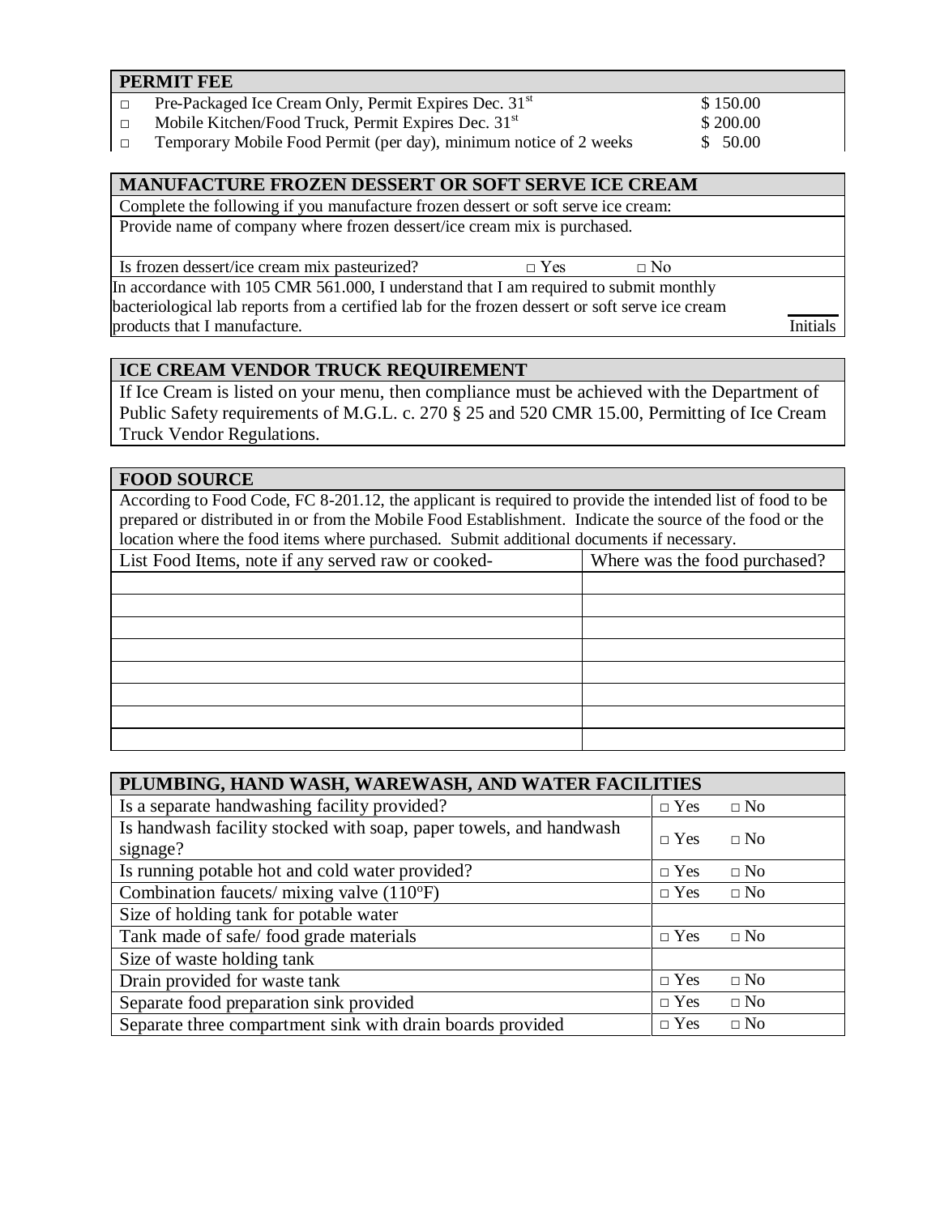| PERMIT FEE | |
|---|---|
| □ Pre-Packaged Ice Cream Only, Permit Expires Dec. 31st | $ 150.00 |
| □ Mobile Kitchen/Food Truck, Permit Expires Dec. 31st | $ 200.00 |
| □ Temporary Mobile Food Permit (per day), minimum notice of 2 weeks | $ 50.00 |

| MANUFACTURE FROZEN DESSERT OR SOFT SERVE ICE CREAM | |
|---|---|
| Complete the following if you manufacture frozen dessert or soft serve ice cream: | |
| Provide name of company where frozen dessert/ice cream mix is purchased. | |
| Is frozen dessert/ice cream mix pasteurized? □ Yes □ No | |
| In accordance with 105 CMR 561.000, I understand that I am required to submit monthly bacteriological lab reports from a certified lab for the frozen dessert or soft serve ice cream products that I manufacture. | ______ Initials |

| ICE CREAM VENDOR TRUCK REQUIREMENT |
|---|
| If Ice Cream is listed on your menu, then compliance must be achieved with the Department of Public Safety requirements of M.G.L. c. 270 § 25 and 520 CMR 15.00, Permitting of Ice Cream Truck Vendor Regulations. |

| FOOD SOURCE | |
|---|---|
| According to Food Code, FC 8-201.12, the applicant is required to provide the intended list of food to be prepared or distributed in or from the Mobile Food Establishment. Indicate the source of the food or the location where the food items where purchased. Submit additional documents if necessary. | |
| List Food Items, note if any served raw or cooked- | Where was the food purchased? |
| | |
| | |
| | |
| | |
| | |
| | |
| | |
| | |

| PLUMBING, HAND WASH, WAREWASH, AND WATER FACILITIES | |
|---|---|
| Is a separate handwashing facility provided? | □ Yes □ No |
| Is handwash facility stocked with soap, paper towels, and handwash signage? | □ Yes □ No |
| Is running potable hot and cold water provided? | □ Yes □ No |
| Combination faucets/ mixing valve (110ºF) | □ Yes □ No |
| Size of holding tank for potable water | |
| Tank made of safe/ food grade materials | □ Yes □ No |
| Size of waste holding tank | |
| Drain provided for waste tank | □ Yes □ No |
| Separate food preparation sink provided | □ Yes □ No |
| Separate three compartment sink with drain boards provided | □ Yes □ No |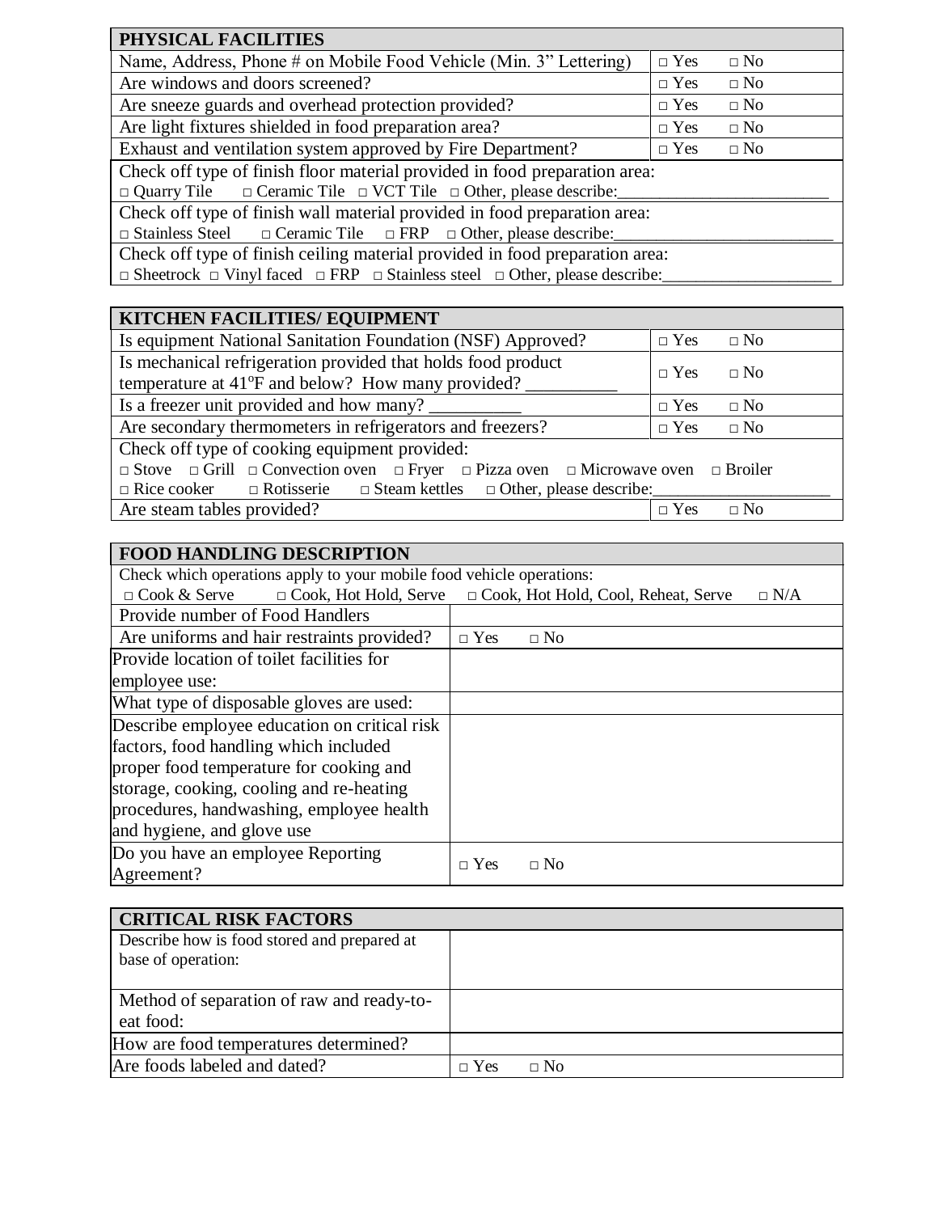| **PHYSICAL FACILITIES** | |
|---|---|
| Name, Address, Phone # on Mobile Food Vehicle (Min. 3" Lettering) | □ Yes □ No |
| Are windows and doors screened? | □ Yes □ No |
| Are sneeze guards and overhead protection provided? | □ Yes □ No |
| Are light fixtures shielded in food preparation area? | □ Yes □ No |
| Exhaust and ventilation system approved by Fire Department? | □ Yes □ No |
| Check off type of finish floor material provided in food preparation area:<br>□ Quarry Tile □ Ceramic Tile □ VCT Tile □ Other, please describe:________________________ | |
| Check off type of finish wall material provided in food preparation area:<br>□ Stainless Steel □ Ceramic Tile □ FRP □ Other, please describe:_________________________ | |
| Check off type of finish ceiling material provided in food preparation area:<br>□ Sheetrock □ Vinyl faced □ FRP □ Stainless steel □ Other, please describe:___________________ | |

| **KITCHEN FACILITIES/ EQUIPMENT** | |
|---|---|
| Is equipment National Sanitation Foundation (NSF) Approved? | □ Yes □ No |
| Is mechanical refrigeration provided that holds food product temperature at 41°F and below? How many provided? __________ | □ Yes □ No |
| Is a freezer unit provided and how many? __________ | □ Yes □ No |
| Are secondary thermometers in refrigerators and freezers? | □ Yes □ No |
| Check off type of cooking equipment provided:<br>□ Stove □ Grill □ Convection oven □ Fryer □ Pizza oven □ Microwave oven □ Broiler<br>□ Rice cooker □ Rotisserie □ Steam kettles □ Other, please describe:_____________________ | |
| Are steam tables provided? | □ Yes □ No |

| **FOOD HANDLING DESCRIPTION** | |
|---|---|
| Check which operations apply to your mobile food vehicle operations:<br>□ Cook & Serve □ Cook, Hot Hold, Serve □ Cook, Hot Hold, Cool, Reheat, Serve □ N/A | |
| Provide number of Food Handlers | |
| Are uniforms and hair restraints provided? | □ Yes □ No |
| Provide location of toilet facilities for employee use: | |
| What type of disposable gloves are used: | |
| Describe employee education on critical risk factors, food handling which included proper food temperature for cooking and storage, cooking, cooling and re-heating procedures, handwashing, employee health and hygiene, and glove use | |
| Do you have an employee Reporting Agreement? | □ Yes □ No |

| **CRITICAL RISK FACTORS** | |
|---|---|
| Describe how is food stored and prepared at base of operation: | |
| Method of separation of raw and ready-to-eat food: | |
| How are food temperatures determined? | |
| Are foods labeled and dated? | □ Yes □ No |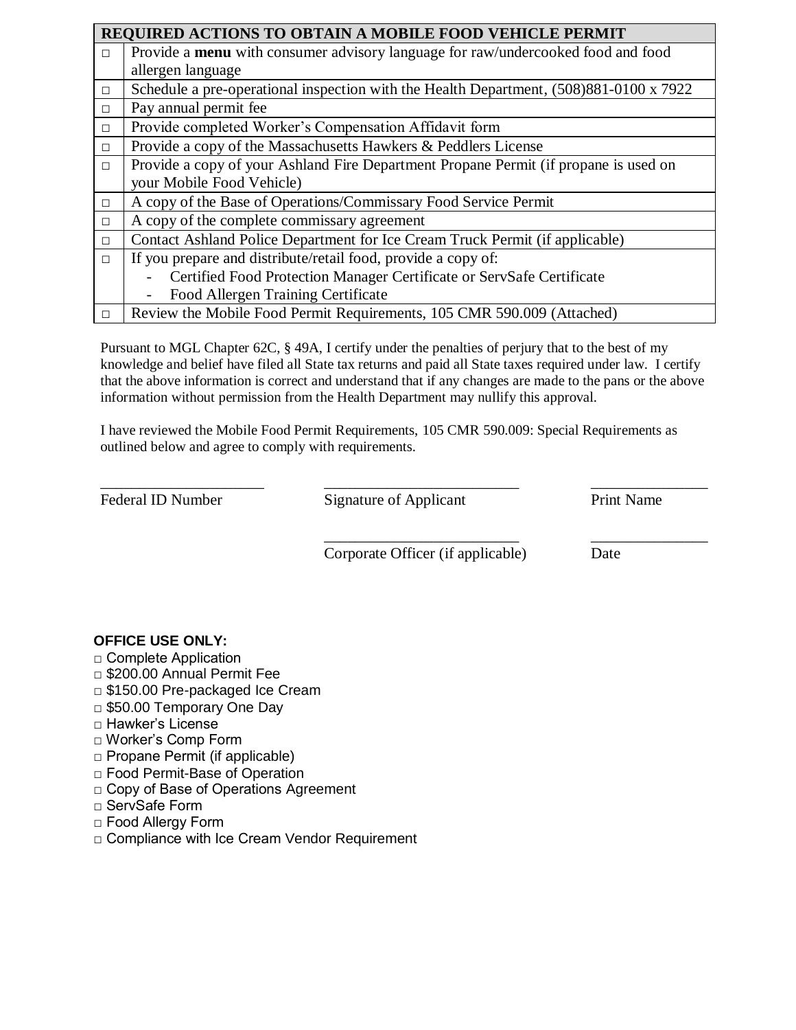| | REQUIRED ACTIONS TO OBTAIN A MOBILE FOOD VEHICLE PERMIT |
|---|---|
| □ | Provide a **menu** with consumer advisory language for raw/undercooked food and food allergen language |
| □ | Schedule a pre-operational inspection with the Health Department, (508)881-0100 x 7922 |
| □ | Pay annual permit fee |
| □ | Provide completed Worker's Compensation Affidavit form |
| □ | Provide a copy of the Massachusetts Hawkers & Peddlers License |
| □ | Provide a copy of your Ashland Fire Department Propane Permit (if propane is used on your Mobile Food Vehicle) |
| □ | A copy of the Base of Operations/Commissary Food Service Permit |
| □ | A copy of the complete commissary agreement |
| □ | Contact Ashland Police Department for Ice Cream Truck Permit (if applicable) |
| □ | If you prepare and distribute/retail food, provide a copy of:<br>- Certified Food Protection Manager Certificate or ServSafe Certificate<br>- Food Allergen Training Certificate |
| □ | Review the Mobile Food Permit Requirements, 105 CMR 590.009 (Attached) |

Pursuant to MGL Chapter 62C, § 49A, I certify under the penalties of perjury that to the best of my knowledge and belief have filed all State tax returns and paid all State taxes required under law. I certify that the above information is correct and understand that if any changes are made to the pans or the above information without permission from the Health Department may nullify this approval.

I have reviewed the Mobile Food Permit Requirements, 105 CMR 590.009: Special Requirements as outlined below and agree to comply with requirements.

_____________________ _________________________ _______________
Federal ID Number Signature of Applicant Print Name

_________________________ _______________
Corporate Officer (if applicable) Date

**OFFICE USE ONLY:**

□ Complete Application
□ $200.00 Annual Permit Fee
□ $150.00 Pre-packaged Ice Cream
□ $50.00 Temporary One Day
□ Hawker's License
□ Worker's Comp Form
□ Propane Permit (if applicable)
□ Food Permit-Base of Operation
□ Copy of Base of Operations Agreement
□ ServSafe Form
□ Food Allergy Form
□ Compliance with Ice Cream Vendor Requirement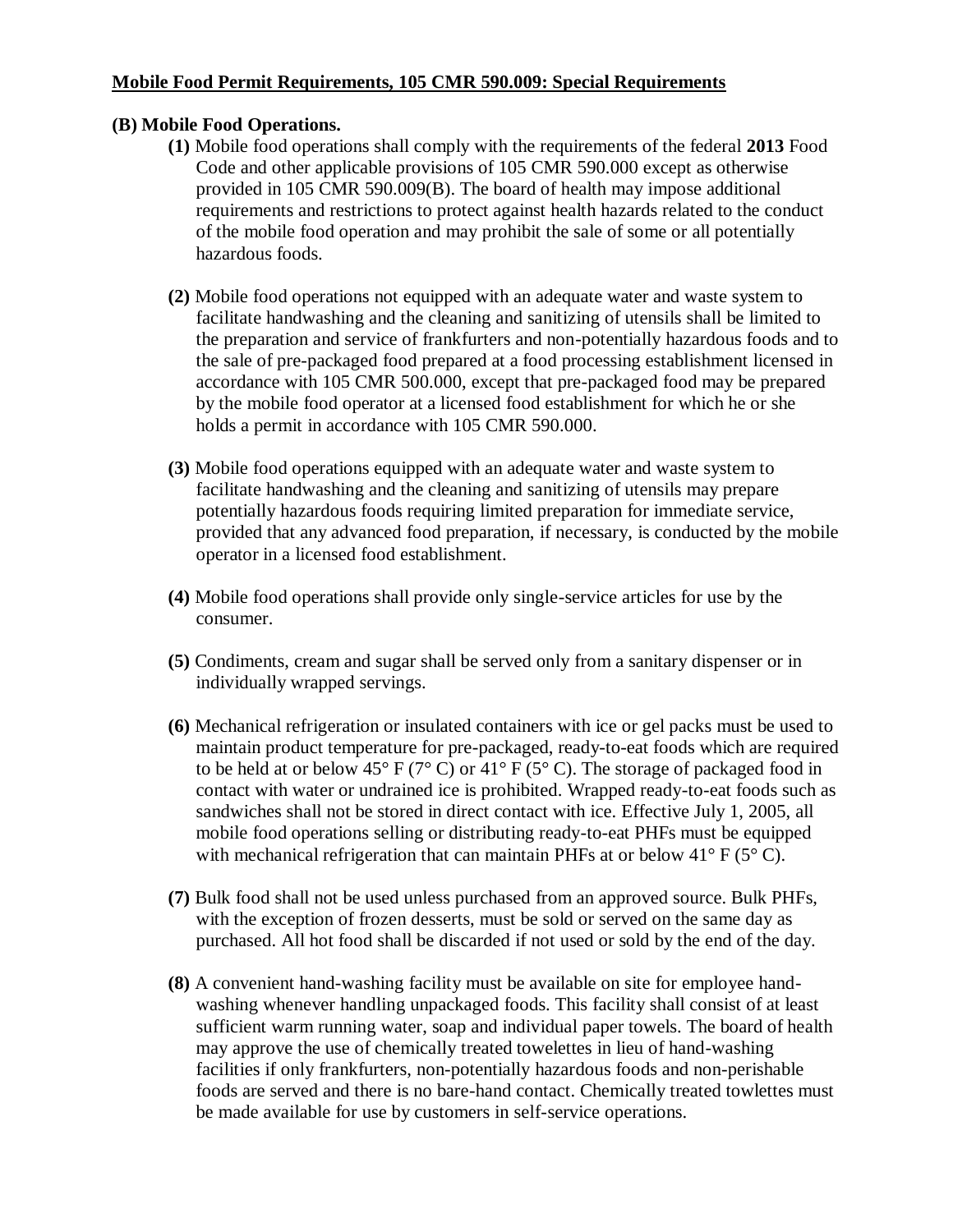**Mobile Food Permit Requirements, 105 CMR 590.009: Special Requirements**

**(B) Mobile Food Operations.**

**(1)** Mobile food operations shall comply with the requirements of the federal **2013** Food Code and other applicable provisions of 105 CMR 590.000 except as otherwise provided in 105 CMR 590.009(B). The board of health may impose additional requirements and restrictions to protect against health hazards related to the conduct of the mobile food operation and may prohibit the sale of some or all potentially hazardous foods.

**(2)** Mobile food operations not equipped with an adequate water and waste system to facilitate handwashing and the cleaning and sanitizing of utensils shall be limited to the preparation and service of frankfurters and non-potentially hazardous foods and to the sale of pre-packaged food prepared at a food processing establishment licensed in accordance with 105 CMR 500.000, except that pre-packaged food may be prepared by the mobile food operator at a licensed food establishment for which he or she holds a permit in accordance with 105 CMR 590.000.

**(3)** Mobile food operations equipped with an adequate water and waste system to facilitate handwashing and the cleaning and sanitizing of utensils may prepare potentially hazardous foods requiring limited preparation for immediate service, provided that any advanced food preparation, if necessary, is conducted by the mobile operator in a licensed food establishment.

**(4)** Mobile food operations shall provide only single-service articles for use by the consumer.

**(5)** Condiments, cream and sugar shall be served only from a sanitary dispenser or in individually wrapped servings.

**(6)** Mechanical refrigeration or insulated containers with ice or gel packs must be used to maintain product temperature for pre-packaged, ready-to-eat foods which are required to be held at or below 45° F (7° C) or 41° F (5° C). The storage of packaged food in contact with water or undrained ice is prohibited. Wrapped ready-to-eat foods such as sandwiches shall not be stored in direct contact with ice. Effective July 1, 2005, all mobile food operations selling or distributing ready-to-eat PHFs must be equipped with mechanical refrigeration that can maintain PHFs at or below 41° F (5° C).

**(7)** Bulk food shall not be used unless purchased from an approved source. Bulk PHFs, with the exception of frozen desserts, must be sold or served on the same day as purchased. All hot food shall be discarded if not used or sold by the end of the day.

**(8)** A convenient hand-washing facility must be available on site for employee hand-washing whenever handling unpackaged foods. This facility shall consist of at least sufficient warm running water, soap and individual paper towels. The board of health may approve the use of chemically treated towelettes in lieu of hand-washing facilities if only frankfurters, non-potentially hazardous foods and non-perishable foods are served and there is no bare-hand contact. Chemically treated towlettes must be made available for use by customers in self-service operations.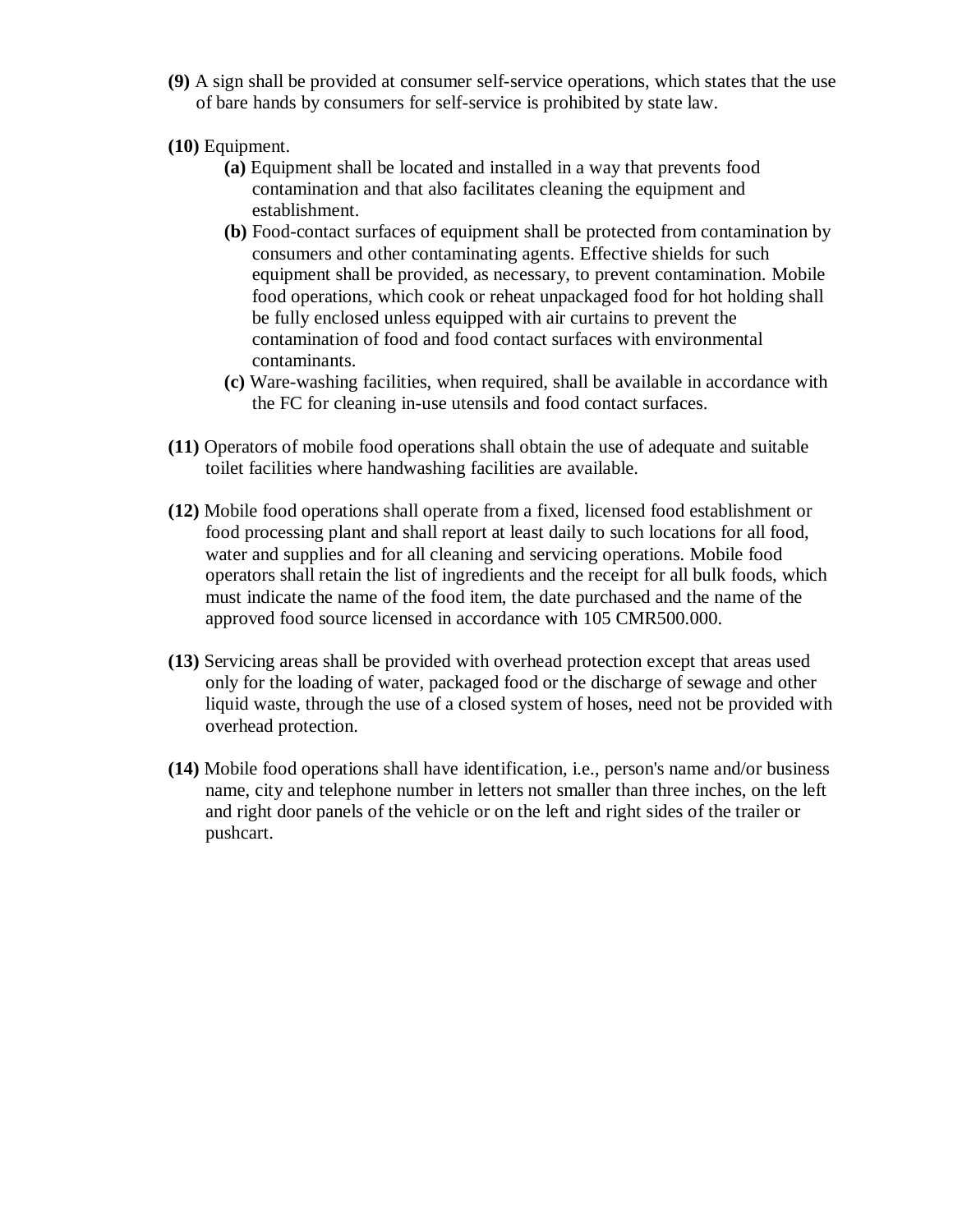**(9)** A sign shall be provided at consumer self-service operations, which states that the use of bare hands by consumers for self-service is prohibited by state law.

**(10)** Equipment.

- **(a)** Equipment shall be located and installed in a way that prevents food contamination and that also facilitates cleaning the equipment and establishment.
- **(b)** Food-contact surfaces of equipment shall be protected from contamination by consumers and other contaminating agents. Effective shields for such equipment shall be provided, as necessary, to prevent contamination. Mobile food operations, which cook or reheat unpackaged food for hot holding shall be fully enclosed unless equipped with air curtains to prevent the contamination of food and food contact surfaces with environmental contaminants.
- **(c)** Ware-washing facilities, when required, shall be available in accordance with the FC for cleaning in-use utensils and food contact surfaces.

**(11)** Operators of mobile food operations shall obtain the use of adequate and suitable toilet facilities where handwashing facilities are available.

**(12)** Mobile food operations shall operate from a fixed, licensed food establishment or food processing plant and shall report at least daily to such locations for all food, water and supplies and for all cleaning and servicing operations. Mobile food operators shall retain the list of ingredients and the receipt for all bulk foods, which must indicate the name of the food item, the date purchased and the name of the approved food source licensed in accordance with 105 CMR500.000.

**(13)** Servicing areas shall be provided with overhead protection except that areas used only for the loading of water, packaged food or the discharge of sewage and other liquid waste, through the use of a closed system of hoses, need not be provided with overhead protection.

**(14)** Mobile food operations shall have identification, i.e., person's name and/or business name, city and telephone number in letters not smaller than three inches, on the left and right door panels of the vehicle or on the left and right sides of the trailer or pushcart.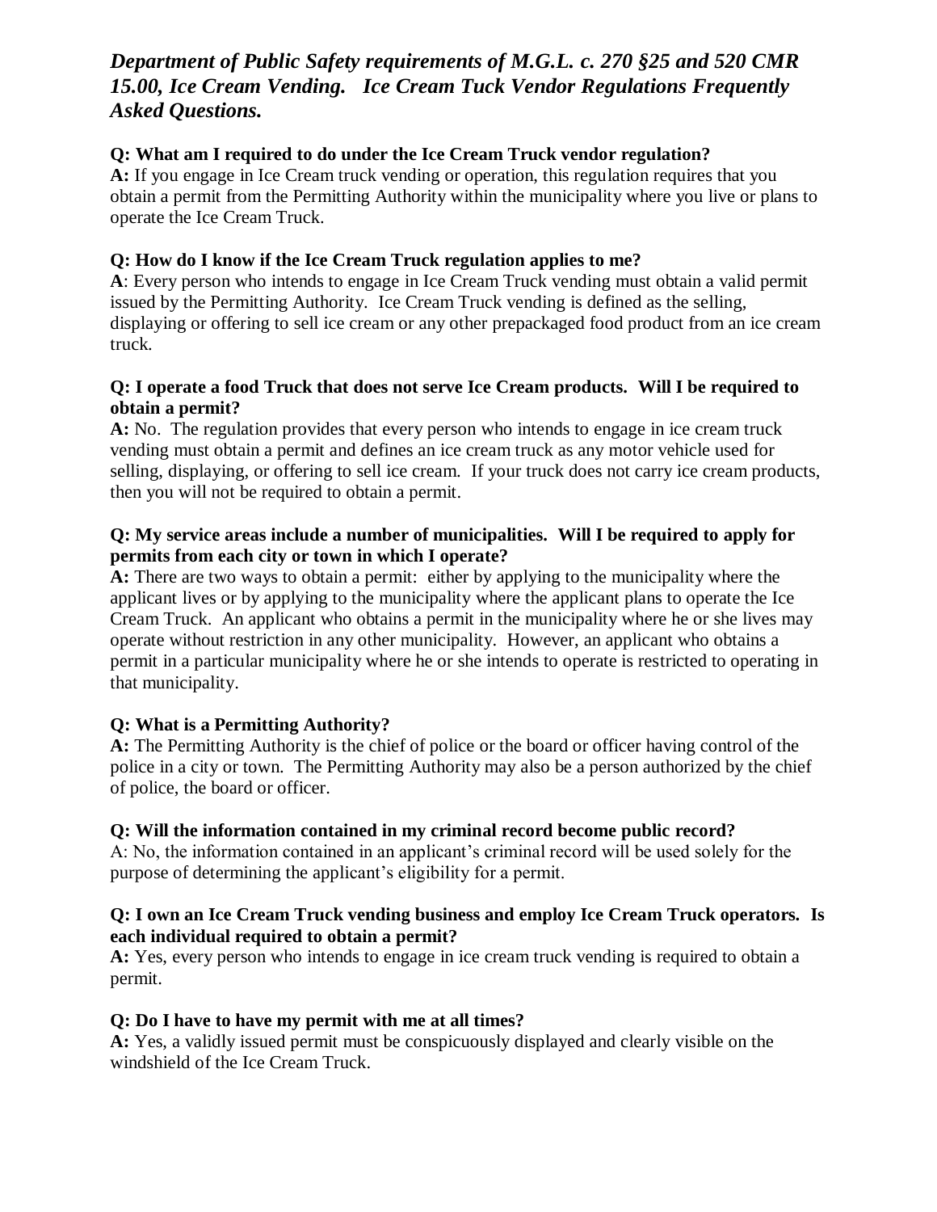# *Department of Public Safety requirements of M.G.L. c. 270 §25 and 520 CMR 15.00, Ice Cream Vending. Ice Cream Tuck Vendor Regulations Frequently Asked Questions.*

**Q: What am I required to do under the Ice Cream Truck vendor regulation?**
**A:** If you engage in Ice Cream truck vending or operation, this regulation requires that you obtain a permit from the Permitting Authority within the municipality where you live or plans to operate the Ice Cream Truck.

**Q: How do I know if the Ice Cream Truck regulation applies to me?**
**A**: Every person who intends to engage in Ice Cream Truck vending must obtain a valid permit issued by the Permitting Authority. Ice Cream Truck vending is defined as the selling, displaying or offering to sell ice cream or any other prepackaged food product from an ice cream truck.

**Q: I operate a food Truck that does not serve Ice Cream products. Will I be required to obtain a permit?**
**A:** No. The regulation provides that every person who intends to engage in ice cream truck vending must obtain a permit and defines an ice cream truck as any motor vehicle used for selling, displaying, or offering to sell ice cream. If your truck does not carry ice cream products, then you will not be required to obtain a permit.

**Q: My service areas include a number of municipalities. Will I be required to apply for permits from each city or town in which I operate?**
**A:** There are two ways to obtain a permit: either by applying to the municipality where the applicant lives or by applying to the municipality where the applicant plans to operate the Ice Cream Truck. An applicant who obtains a permit in the municipality where he or she lives may operate without restriction in any other municipality. However, an applicant who obtains a permit in a particular municipality where he or she intends to operate is restricted to operating in that municipality.

**Q: What is a Permitting Authority?**
**A:** The Permitting Authority is the chief of police or the board or officer having control of the police in a city or town. The Permitting Authority may also be a person authorized by the chief of police, the board or officer.

**Q: Will the information contained in my criminal record become public record?**
A: No, the information contained in an applicant's criminal record will be used solely for the purpose of determining the applicant's eligibility for a permit.

**Q: I own an Ice Cream Truck vending business and employ Ice Cream Truck operators. Is each individual required to obtain a permit?**
**A:** Yes, every person who intends to engage in ice cream truck vending is required to obtain a permit.

**Q: Do I have to have my permit with me at all times?**
**A:** Yes, a validly issued permit must be conspicuously displayed and clearly visible on the windshield of the Ice Cream Truck.